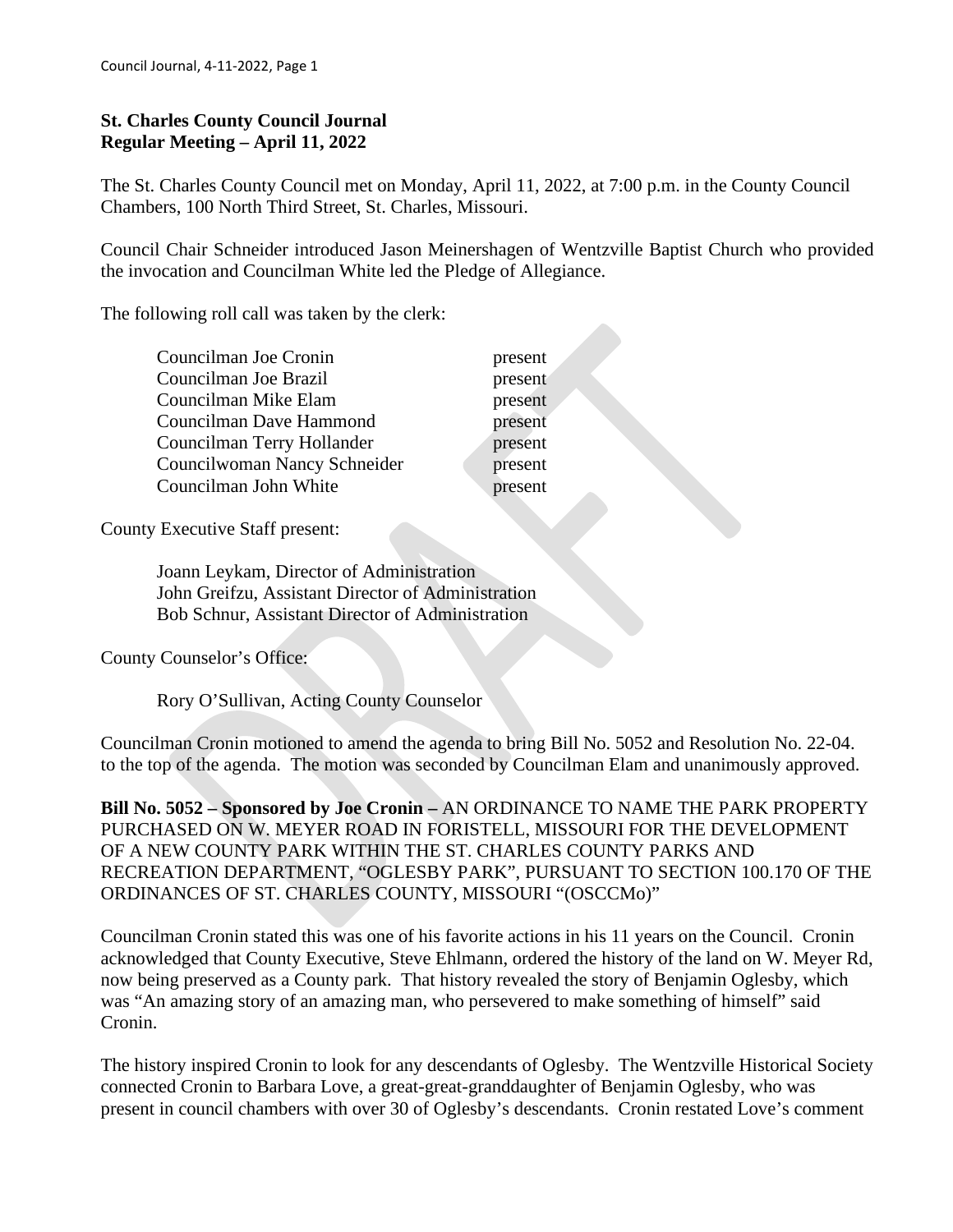**St. Charles County Council Journal**
**Regular Meeting – April 11, 2022**

The St. Charles County Council met on Monday, April 11, 2022, at 7:00 p.m. in the County Council Chambers, 100 North Third Street, St. Charles, Missouri.

Council Chair Schneider introduced Jason Meinershagen of Wentzville Baptist Church who provided the invocation and Councilman White led the Pledge of Allegiance.

The following roll call was taken by the clerk:

| | |
|---|---|
| Councilman Joe Cronin | present |
| Councilman Joe Brazil | present |
| Councilman Mike Elam | present |
| Councilman Dave Hammond | present |
| Councilman Terry Hollander | present |
| Councilwoman Nancy Schneider | present |
| Councilman John White | present |

County Executive Staff present:

Joann Leykam, Director of Administration
John Greifzu, Assistant Director of Administration
Bob Schnur, Assistant Director of Administration

County Counselor's Office:

Rory O'Sullivan, Acting County Counselor

Councilman Cronin motioned to amend the agenda to bring Bill No. 5052 and Resolution No. 22-04. to the top of the agenda. The motion was seconded by Councilman Elam and unanimously approved.

**Bill No. 5052 – Sponsored by Joe Cronin –** AN ORDINANCE TO NAME THE PARK PROPERTY PURCHASED ON W. MEYER ROAD IN FORISTELL, MISSOURI FOR THE DEVELOPMENT OF A NEW COUNTY PARK WITHIN THE ST. CHARLES COUNTY PARKS AND RECREATION DEPARTMENT, "OGLESBY PARK", PURSUANT TO SECTION 100.170 OF THE ORDINANCES OF ST. CHARLES COUNTY, MISSOURI "(OSCCMo)"

Councilman Cronin stated this was one of his favorite actions in his 11 years on the Council. Cronin acknowledged that County Executive, Steve Ehlmann, ordered the history of the land on W. Meyer Rd, now being preserved as a County park. That history revealed the story of Benjamin Oglesby, which was "An amazing story of an amazing man, who persevered to make something of himself" said Cronin.

The history inspired Cronin to look for any descendants of Oglesby. The Wentzville Historical Society connected Cronin to Barbara Love, a great-great-granddaughter of Benjamin Oglesby, who was present in council chambers with over 30 of Oglesby's descendants. Cronin restated Love's comment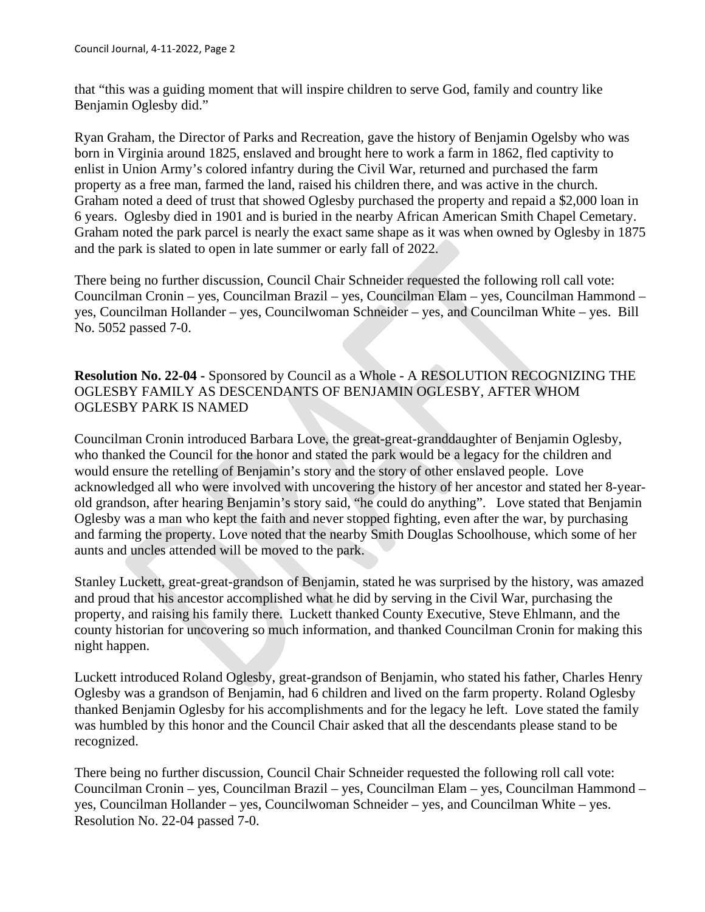that "this was a guiding moment that will inspire children to serve God, family and country like Benjamin Oglesby did."

Ryan Graham, the Director of Parks and Recreation, gave the history of Benjamin Ogelsby who was born in Virginia around 1825, enslaved and brought here to work a farm in 1862, fled captivity to enlist in Union Army's colored infantry during the Civil War, returned and purchased the farm property as a free man, farmed the land, raised his children there, and was active in the church. Graham noted a deed of trust that showed Oglesby purchased the property and repaid a $2,000 loan in 6 years. Oglesby died in 1901 and is buried in the nearby African American Smith Chapel Cemetary. Graham noted the park parcel is nearly the exact same shape as it was when owned by Oglesby in 1875 and the park is slated to open in late summer or early fall of 2022.

There being no further discussion, Council Chair Schneider requested the following roll call vote: Councilman Cronin – yes, Councilman Brazil – yes, Councilman Elam – yes, Councilman Hammond – yes, Councilman Hollander – yes, Councilwoman Schneider – yes, and Councilman White – yes. Bill No. 5052 passed 7-0.

**Resolution No. 22-04 -** Sponsored by Council as a Whole - A RESOLUTION RECOGNIZING THE OGLESBY FAMILY AS DESCENDANTS OF BENJAMIN OGLESBY, AFTER WHOM OGLESBY PARK IS NAMED

Councilman Cronin introduced Barbara Love, the great-great-granddaughter of Benjamin Oglesby, who thanked the Council for the honor and stated the park would be a legacy for the children and would ensure the retelling of Benjamin's story and the story of other enslaved people. Love acknowledged all who were involved with uncovering the history of her ancestor and stated her 8-year-old grandson, after hearing Benjamin's story said, "he could do anything". Love stated that Benjamin Oglesby was a man who kept the faith and never stopped fighting, even after the war, by purchasing and farming the property. Love noted that the nearby Smith Douglas Schoolhouse, which some of her aunts and uncles attended will be moved to the park.

Stanley Luckett, great-great-grandson of Benjamin, stated he was surprised by the history, was amazed and proud that his ancestor accomplished what he did by serving in the Civil War, purchasing the property, and raising his family there. Luckett thanked County Executive, Steve Ehlmann, and the county historian for uncovering so much information, and thanked Councilman Cronin for making this night happen.

Luckett introduced Roland Oglesby, great-grandson of Benjamin, who stated his father, Charles Henry Oglesby was a grandson of Benjamin, had 6 children and lived on the farm property. Roland Oglesby thanked Benjamin Oglesby for his accomplishments and for the legacy he left. Love stated the family was humbled by this honor and the Council Chair asked that all the descendants please stand to be recognized.

There being no further discussion, Council Chair Schneider requested the following roll call vote: Councilman Cronin – yes, Councilman Brazil – yes, Councilman Elam – yes, Councilman Hammond – yes, Councilman Hollander – yes, Councilwoman Schneider – yes, and Councilman White – yes. Resolution No. 22-04 passed 7-0.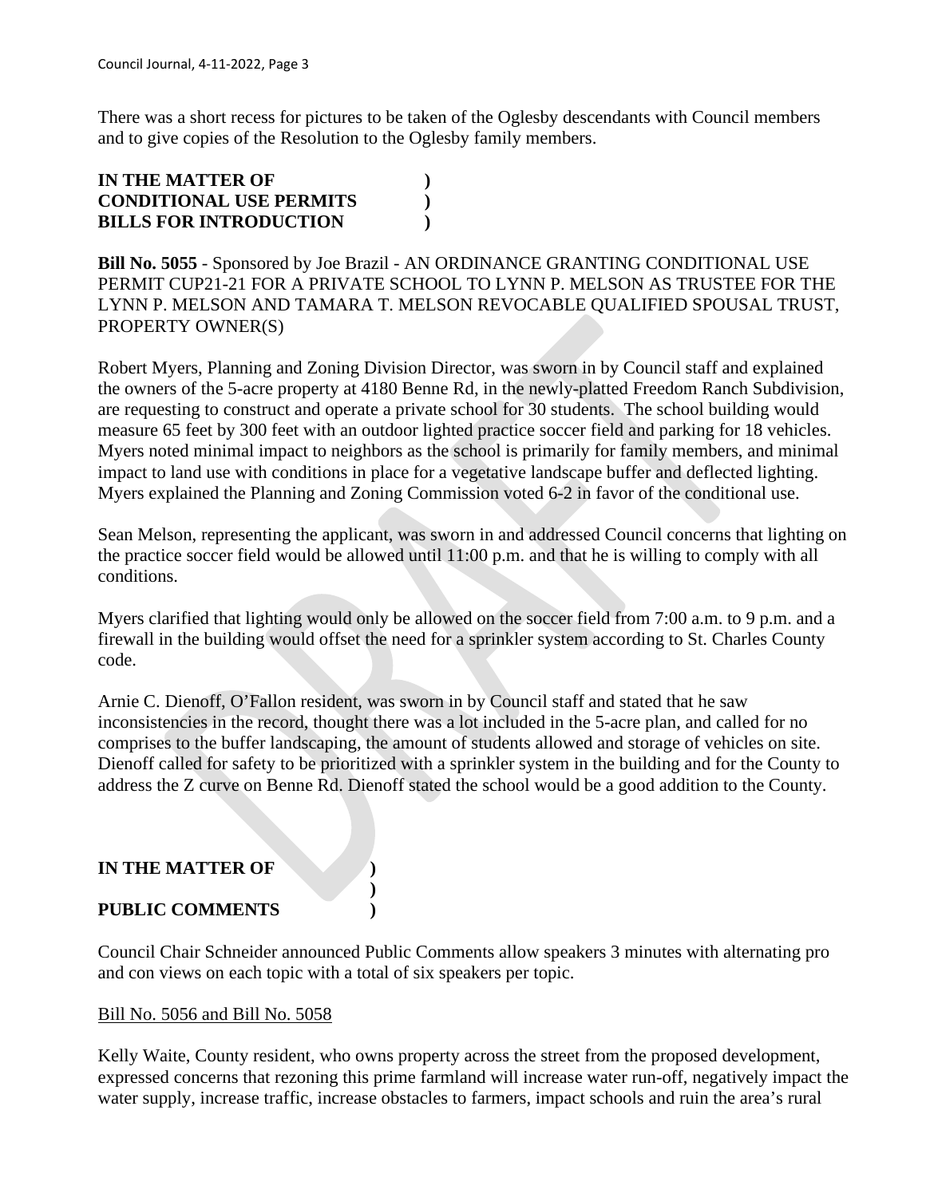There was a short recess for pictures to be taken of the Oglesby descendants with Council members and to give copies of the Resolution to the Oglesby family members.

**IN THE MATTER OF )**
**CONDITIONAL USE PERMITS )**
**BILLS FOR INTRODUCTION )**

**Bill No. 5055** - Sponsored by Joe Brazil - AN ORDINANCE GRANTING CONDITIONAL USE PERMIT CUP21-21 FOR A PRIVATE SCHOOL TO LYNN P. MELSON AS TRUSTEE FOR THE LYNN P. MELSON AND TAMARA T. MELSON REVOCABLE QUALIFIED SPOUSAL TRUST, PROPERTY OWNER(S)

Robert Myers, Planning and Zoning Division Director, was sworn in by Council staff and explained the owners of the 5-acre property at 4180 Benne Rd, in the newly-platted Freedom Ranch Subdivision, are requesting to construct and operate a private school for 30 students. The school building would measure 65 feet by 300 feet with an outdoor lighted practice soccer field and parking for 18 vehicles. Myers noted minimal impact to neighbors as the school is primarily for family members, and minimal impact to land use with conditions in place for a vegetative landscape buffer and deflected lighting. Myers explained the Planning and Zoning Commission voted 6-2 in favor of the conditional use.

Sean Melson, representing the applicant, was sworn in and addressed Council concerns that lighting on the practice soccer field would be allowed until 11:00 p.m. and that he is willing to comply with all conditions.

Myers clarified that lighting would only be allowed on the soccer field from 7:00 a.m. to 9 p.m. and a firewall in the building would offset the need for a sprinkler system according to St. Charles County code.

Arnie C. Dienoff, O'Fallon resident, was sworn in by Council staff and stated that he saw inconsistencies in the record, thought there was a lot included in the 5-acre plan, and called for no comprises to the buffer landscaping, the amount of students allowed and storage of vehicles on site. Dienoff called for safety to be prioritized with a sprinkler system in the building and for the County to address the Z curve on Benne Rd. Dienoff stated the school would be a good addition to the County.

**IN THE MATTER OF )**
**)**
**PUBLIC COMMENTS )**

Council Chair Schneider announced Public Comments allow speakers 3 minutes with alternating pro and con views on each topic with a total of six speakers per topic.

Bill No. 5056 and Bill No. 5058

Kelly Waite, County resident, who owns property across the street from the proposed development, expressed concerns that rezoning this prime farmland will increase water run-off, negatively impact the water supply, increase traffic, increase obstacles to farmers, impact schools and ruin the area's rural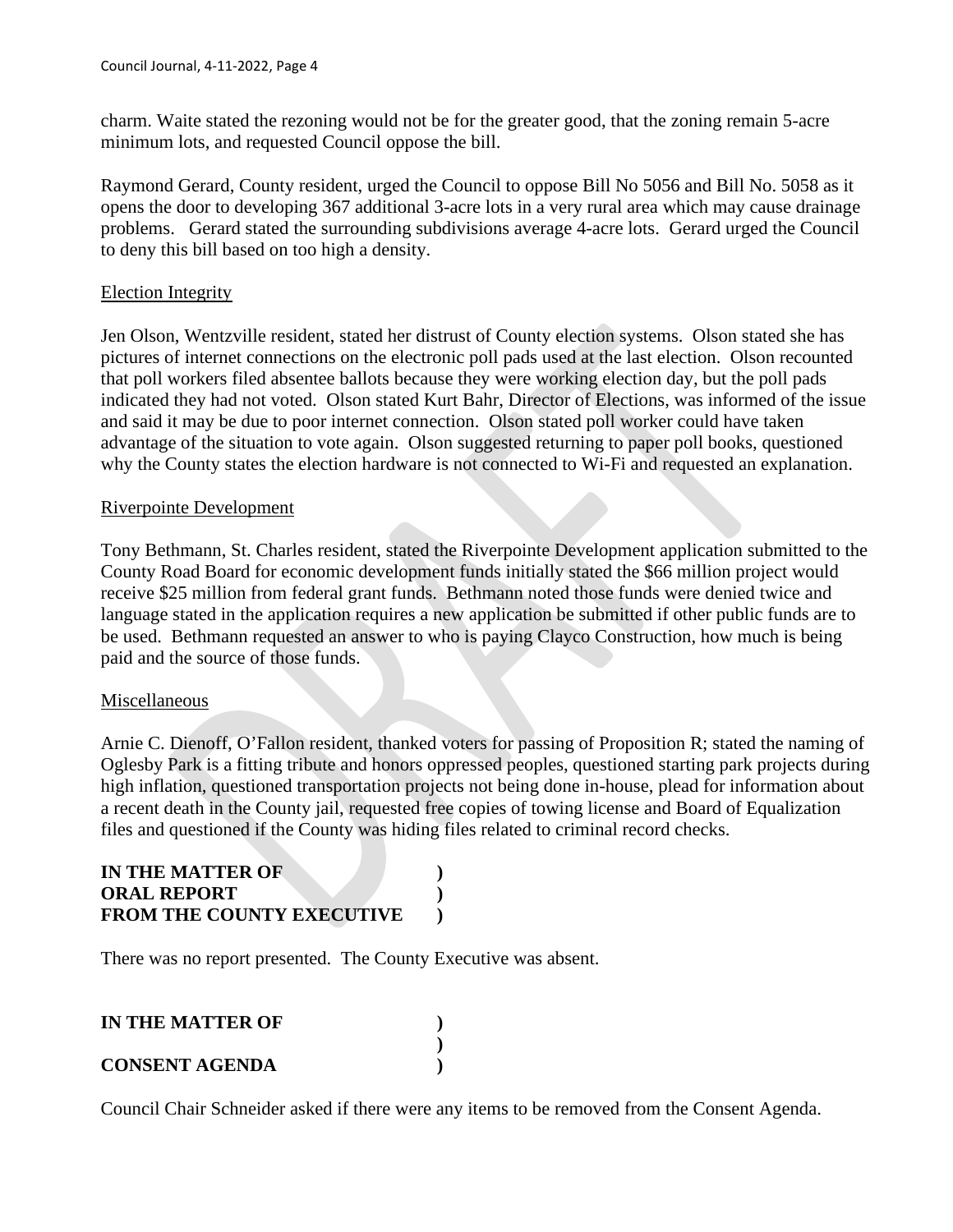charm. Waite stated the rezoning would not be for the greater good, that the zoning remain 5-acre minimum lots, and requested Council oppose the bill.

Raymond Gerard, County resident, urged the Council to oppose Bill No 5056 and Bill No. 5058 as it opens the door to developing 367 additional 3-acre lots in a very rural area which may cause drainage problems. Gerard stated the surrounding subdivisions average 4-acre lots. Gerard urged the Council to deny this bill based on too high a density.

Election Integrity

Jen Olson, Wentzville resident, stated her distrust of County election systems. Olson stated she has pictures of internet connections on the electronic poll pads used at the last election. Olson recounted that poll workers filed absentee ballots because they were working election day, but the poll pads indicated they had not voted. Olson stated Kurt Bahr, Director of Elections, was informed of the issue and said it may be due to poor internet connection. Olson stated poll worker could have taken advantage of the situation to vote again. Olson suggested returning to paper poll books, questioned why the County states the election hardware is not connected to Wi-Fi and requested an explanation.

Riverpointe Development

Tony Bethmann, St. Charles resident, stated the Riverpointe Development application submitted to the County Road Board for economic development funds initially stated the $66 million project would receive $25 million from federal grant funds. Bethmann noted those funds were denied twice and language stated in the application requires a new application be submitted if other public funds are to be used. Bethmann requested an answer to who is paying Clayco Construction, how much is being paid and the source of those funds.

Miscellaneous

Arnie C. Dienoff, O'Fallon resident, thanked voters for passing of Proposition R; stated the naming of Oglesby Park is a fitting tribute and honors oppressed peoples, questioned starting park projects during high inflation, questioned transportation projects not being done in-house, plead for information about a recent death in the County jail, requested free copies of towing license and Board of Equalization files and questioned if the County was hiding files related to criminal record checks.

**IN THE MATTER OF )**
**ORAL REPORT )**
**FROM THE COUNTY EXECUTIVE )**

There was no report presented. The County Executive was absent.

**IN THE MATTER OF )**
**)**
**CONSENT AGENDA )**

Council Chair Schneider asked if there were any items to be removed from the Consent Agenda.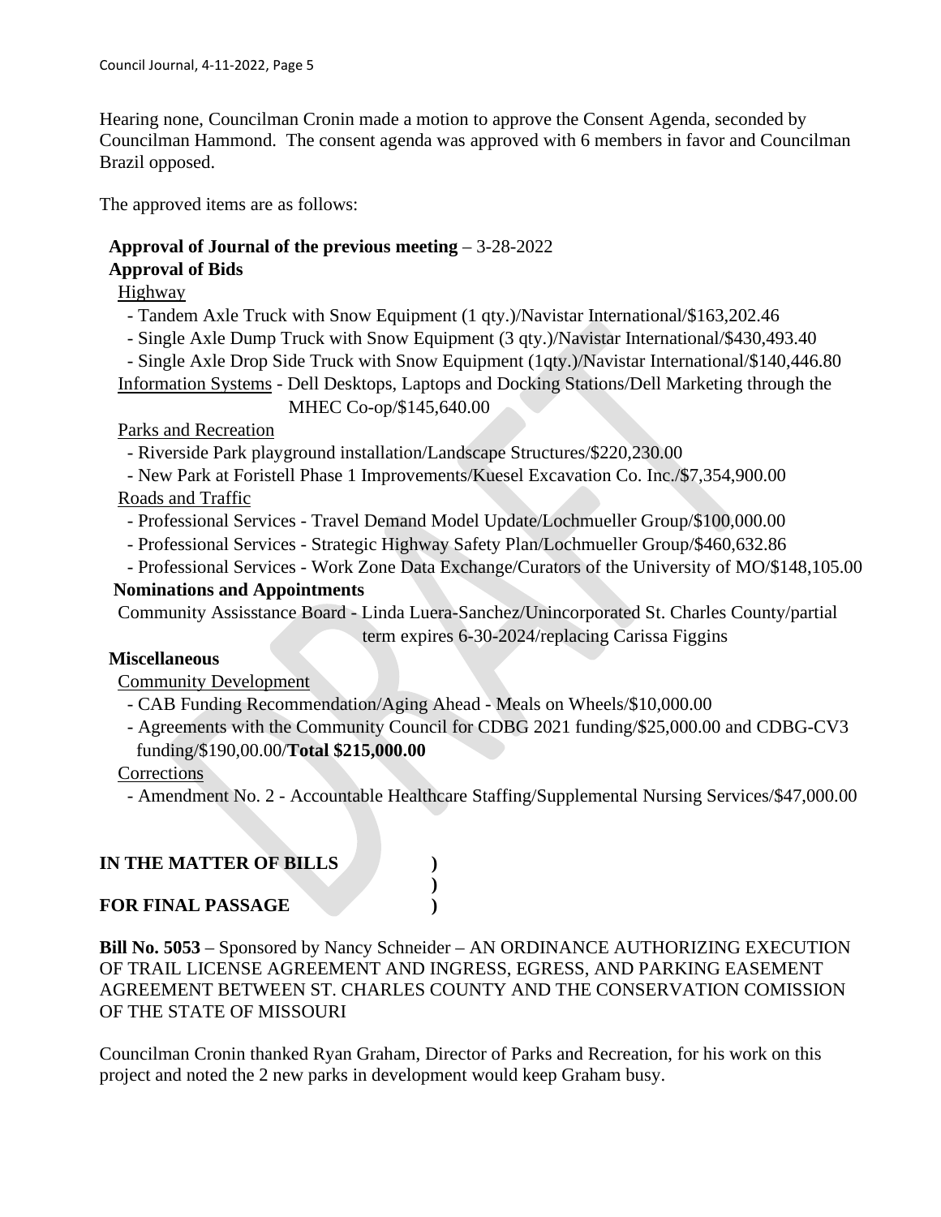Hearing none, Councilman Cronin made a motion to approve the Consent Agenda, seconded by Councilman Hammond. The consent agenda was approved with 6 members in favor and Councilman Brazil opposed.

The approved items are as follows:

**Approval of Journal of the previous meeting** – 3-28-2022

**Approval of Bids**

Highway

- Tandem Axle Truck with Snow Equipment (1 qty.)/Navistar International/$163,202.46
- Single Axle Dump Truck with Snow Equipment (3 qty.)/Navistar International/$430,493.40
- Single Axle Drop Side Truck with Snow Equipment (1qty.)/Navistar International/$140,446.80

Information Systems - Dell Desktops, Laptops and Docking Stations/Dell Marketing through the MHEC Co-op/$145,640.00

Parks and Recreation

- Riverside Park playground installation/Landscape Structures/$220,230.00
- New Park at Foristell Phase 1 Improvements/Kuesel Excavation Co. Inc./$7,354,900.00

Roads and Traffic

- Professional Services - Travel Demand Model Update/Lochmueller Group/$100,000.00
- Professional Services - Strategic Highway Safety Plan/Lochmueller Group/$460,632.86
- Professional Services - Work Zone Data Exchange/Curators of the University of MO/$148,105.00

**Nominations and Appointments**

Community Assisstance Board - Linda Luera-Sanchez/Unincorporated St. Charles County/partial term expires 6-30-2024/replacing Carissa Figgins

**Miscellaneous**

Community Development

- CAB Funding Recommendation/Aging Ahead - Meals on Wheels/$10,000.00
- Agreements with the Community Council for CDBG 2021 funding/$25,000.00 and CDBG-CV3 funding/$190,00.00/**Total $215,000.00**

Corrections

- Amendment No. 2 - Accountable Healthcare Staffing/Supplemental Nursing Services/$47,000.00

**IN THE MATTER OF BILLS )**
**)**
**FOR FINAL PASSAGE )**

**Bill No. 5053** – Sponsored by Nancy Schneider – AN ORDINANCE AUTHORIZING EXECUTION OF TRAIL LICENSE AGREEMENT AND INGRESS, EGRESS, AND PARKING EASEMENT AGREEMENT BETWEEN ST. CHARLES COUNTY AND THE CONSERVATION COMISSION OF THE STATE OF MISSOURI

Councilman Cronin thanked Ryan Graham, Director of Parks and Recreation, for his work on this project and noted the 2 new parks in development would keep Graham busy.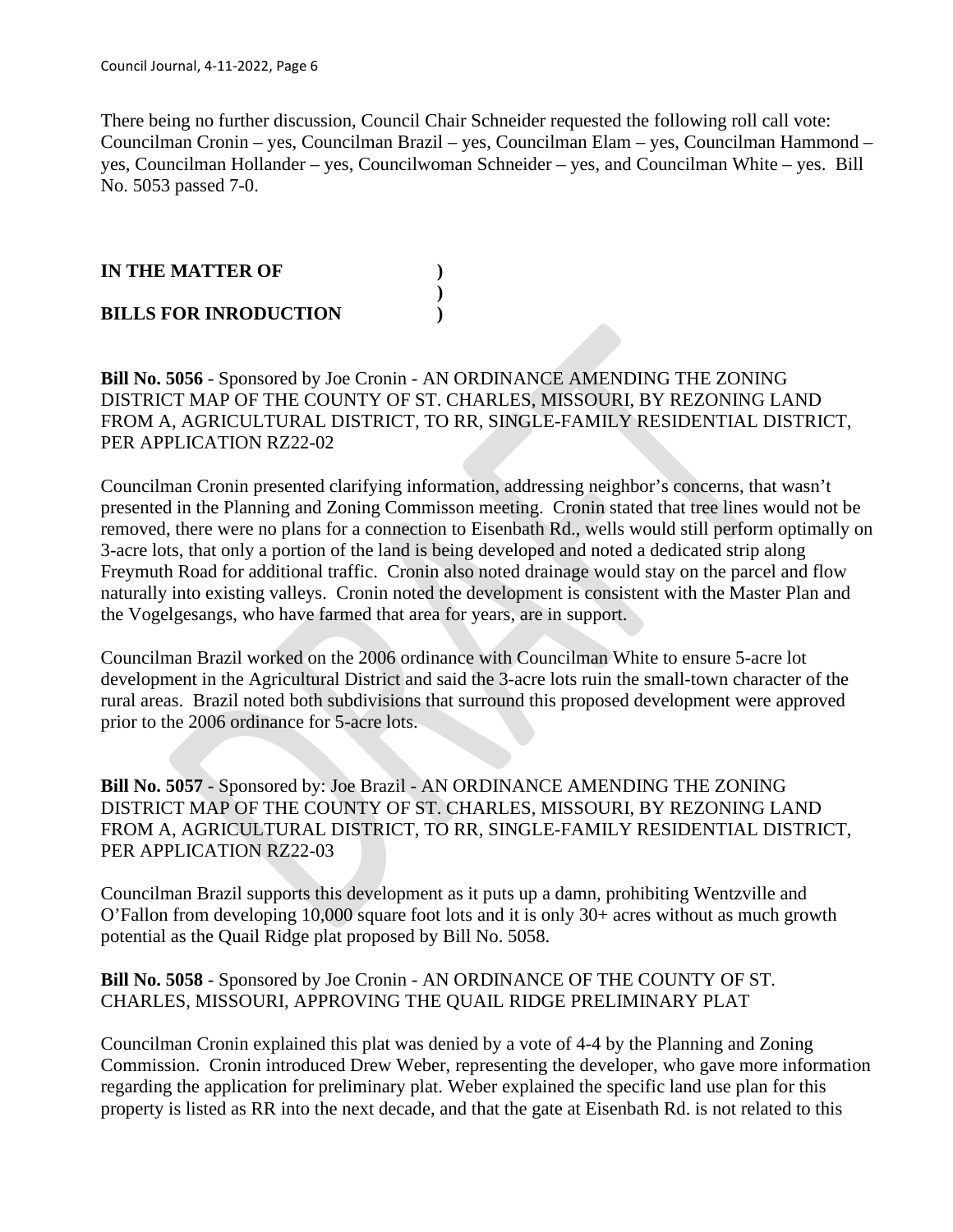There being no further discussion, Council Chair Schneider requested the following roll call vote: Councilman Cronin – yes, Councilman Brazil – yes, Councilman Elam – yes, Councilman Hammond – yes, Councilman Hollander – yes, Councilwoman Schneider – yes, and Councilman White – yes. Bill No. 5053 passed 7-0.

**IN THE MATTER OF )**
**)**
**BILLS FOR INRODUCTION )**

**Bill No. 5056** - Sponsored by Joe Cronin - AN ORDINANCE AMENDING THE ZONING DISTRICT MAP OF THE COUNTY OF ST. CHARLES, MISSOURI, BY REZONING LAND FROM A, AGRICULTURAL DISTRICT, TO RR, SINGLE-FAMILY RESIDENTIAL DISTRICT, PER APPLICATION RZ22-02

Councilman Cronin presented clarifying information, addressing neighbor's concerns, that wasn't presented in the Planning and Zoning Commisson meeting. Cronin stated that tree lines would not be removed, there were no plans for a connection to Eisenbath Rd., wells would still perform optimally on 3-acre lots, that only a portion of the land is being developed and noted a dedicated strip along Freymuth Road for additional traffic. Cronin also noted drainage would stay on the parcel and flow naturally into existing valleys. Cronin noted the development is consistent with the Master Plan and the Vogelgesangs, who have farmed that area for years, are in support.

Councilman Brazil worked on the 2006 ordinance with Councilman White to ensure 5-acre lot development in the Agricultural District and said the 3-acre lots ruin the small-town character of the rural areas. Brazil noted both subdivisions that surround this proposed development were approved prior to the 2006 ordinance for 5-acre lots.

**Bill No. 5057** - Sponsored by: Joe Brazil - AN ORDINANCE AMENDING THE ZONING DISTRICT MAP OF THE COUNTY OF ST. CHARLES, MISSOURI, BY REZONING LAND FROM A, AGRICULTURAL DISTRICT, TO RR, SINGLE-FAMILY RESIDENTIAL DISTRICT, PER APPLICATION RZ22-03

Councilman Brazil supports this development as it puts up a damn, prohibiting Wentzville and O'Fallon from developing 10,000 square foot lots and it is only 30+ acres without as much growth potential as the Quail Ridge plat proposed by Bill No. 5058.

**Bill No. 5058** - Sponsored by Joe Cronin - AN ORDINANCE OF THE COUNTY OF ST. CHARLES, MISSOURI, APPROVING THE QUAIL RIDGE PRELIMINARY PLAT

Councilman Cronin explained this plat was denied by a vote of 4-4 by the Planning and Zoning Commission. Cronin introduced Drew Weber, representing the developer, who gave more information regarding the application for preliminary plat. Weber explained the specific land use plan for this property is listed as RR into the next decade, and that the gate at Eisenbath Rd. is not related to this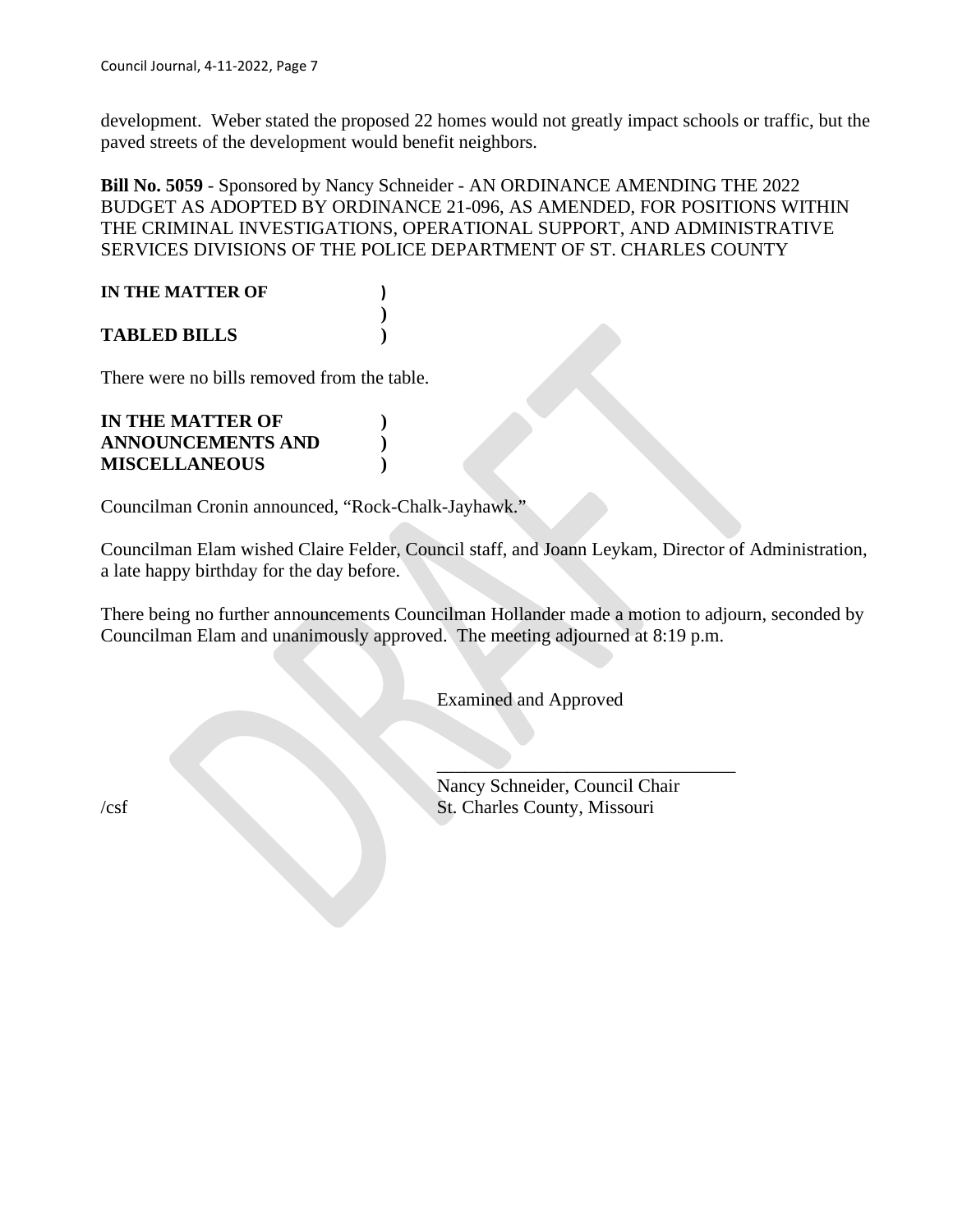development. Weber stated the proposed 22 homes would not greatly impact schools or traffic, but the paved streets of the development would benefit neighbors.

**Bill No. 5059** - Sponsored by Nancy Schneider - AN ORDINANCE AMENDING THE 2022 BUDGET AS ADOPTED BY ORDINANCE 21-096, AS AMENDED, FOR POSITIONS WITHIN THE CRIMINAL INVESTIGATIONS, OPERATIONAL SUPPORT, AND ADMINISTRATIVE SERVICES DIVISIONS OF THE POLICE DEPARTMENT OF ST. CHARLES COUNTY

**IN THE MATTER OF )**
**)**
**TABLED BILLS )**

There were no bills removed from the table.

**IN THE MATTER OF )**
**ANNOUNCEMENTS AND )**
**MISCELLANEOUS )**

Councilman Cronin announced, "Rock-Chalk-Jayhawk."

Councilman Elam wished Claire Felder, Council staff, and Joann Leykam, Director of Administration, a late happy birthday for the day before.

There being no further announcements Councilman Hollander made a motion to adjourn, seconded by Councilman Elam and unanimously approved. The meeting adjourned at 8:19 p.m.

Examined and Approved

\_\_\_\_\_\_\_\_\_\_\_\_\_\_\_\_\_\_\_\_\_\_\_\_\_\_\_\_\_\_\_\_
Nancy Schneider, Council Chair
St. Charles County, Missouri

/csf